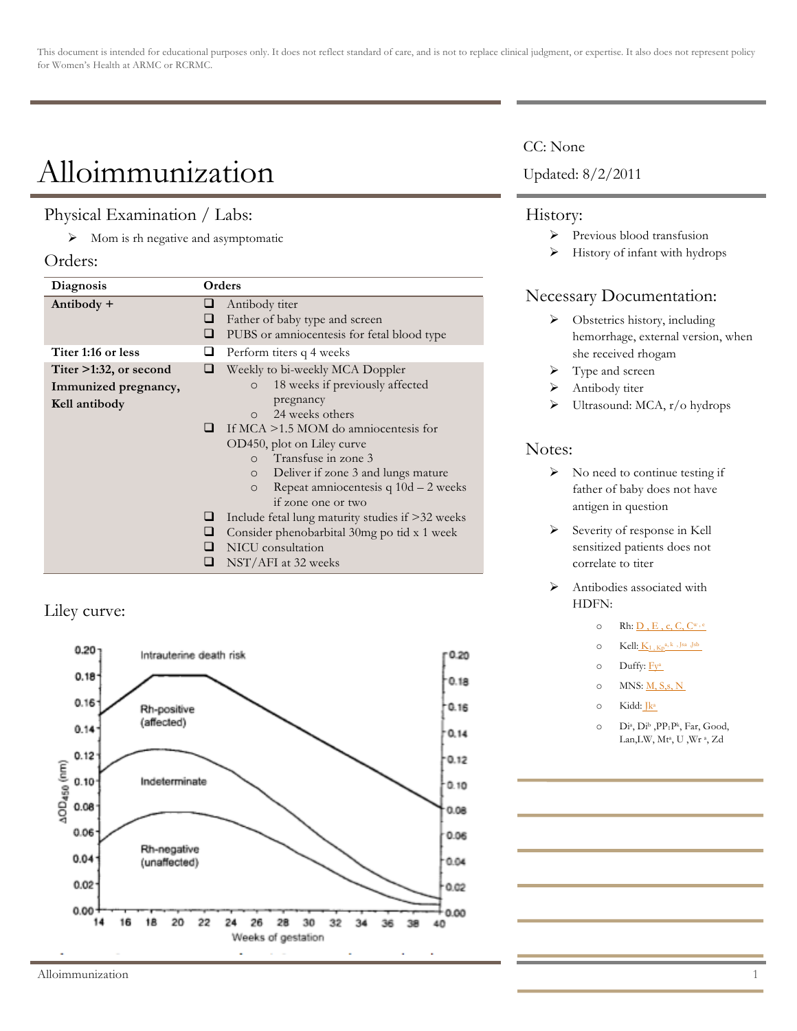This document is intended for educational purposes only. It does not reflect standard of care, and is not to replace clinical judgment, or expertise. It also does not represent policy for Women's Health at ARMC or RCRMC.

# Alloimmunization

CC: None

Updated: 8/2/2011

## Physical Examination / Labs:

- Mom is rh negative and asymptomatic

## Orders:

| Diagnosis | Orders |
| --- | --- |
| **Antibody +** | ❑ Antibody titer<br>❑ Father of baby type and screen<br>❑ PUBS or amniocentesis for fetal blood type |
| **Titer 1:16 or less** | ❑ Perform titers q 4 weeks |
| **Titer >1:32, or second Immunized pregnancy, Kell antibody** | ❑ Weekly to bi-weekly MCA Doppler<br>○ 18 weeks if previously affected pregnancy<br>○ 24 weeks others<br>❑ If MCA >1.5 MOM do amniocentesis for OD450, plot on Liley curve<br>○ Transfuse in zone 3<br>○ Deliver if zone 3 and lungs mature<br>○ Repeat amniocentesis q 10d – 2 weeks if zone one or two<br>❑ Include fetal lung maturity studies if >32 weeks<br>❑ Consider phenobarbital 30mg po tid x 1 week<br>❑ NICU consultation<br>❑ NST/AFI at 32 weeks |

## Liley curve:

(Graph: ΔOD450 (nm), 0.00–0.20, vs. Weeks of gestation, 14–40. Zones labeled: Intrauterine death risk; Rh-positive (affected); Indeterminate; Rh-negative (unaffected).)

## History:

- Previous blood transfusion
- History of infant with hydrops

## Necessary Documentation:

- Obstetrics history, including hemorrhage, external version, when she received rhogam
- Type and screen
- Antibody titer
- Ultrasound: MCA, r/o hydrops

## Notes:

- No need to continue testing if father of baby does not have antigen in question
- Severity of response in Kell sensitized patients does not correlate to titer
- Antibodies associated with HDFN:
  - Rh: D , E , c, C, $C^{w, e}$
  - Kell: $K_1$, $Kp^{a, b}$, $Js^a$, $Js^b$
  - Duffy: $Fy^a$
  - MNS: M, S,s, N
  - Kidd: $Jk^a$
  - $Di^a$, $Di^b$, $PP_1P^k$, Far, Good, Lan, LW, $Mt^a$, U, $Wr^a$, Zd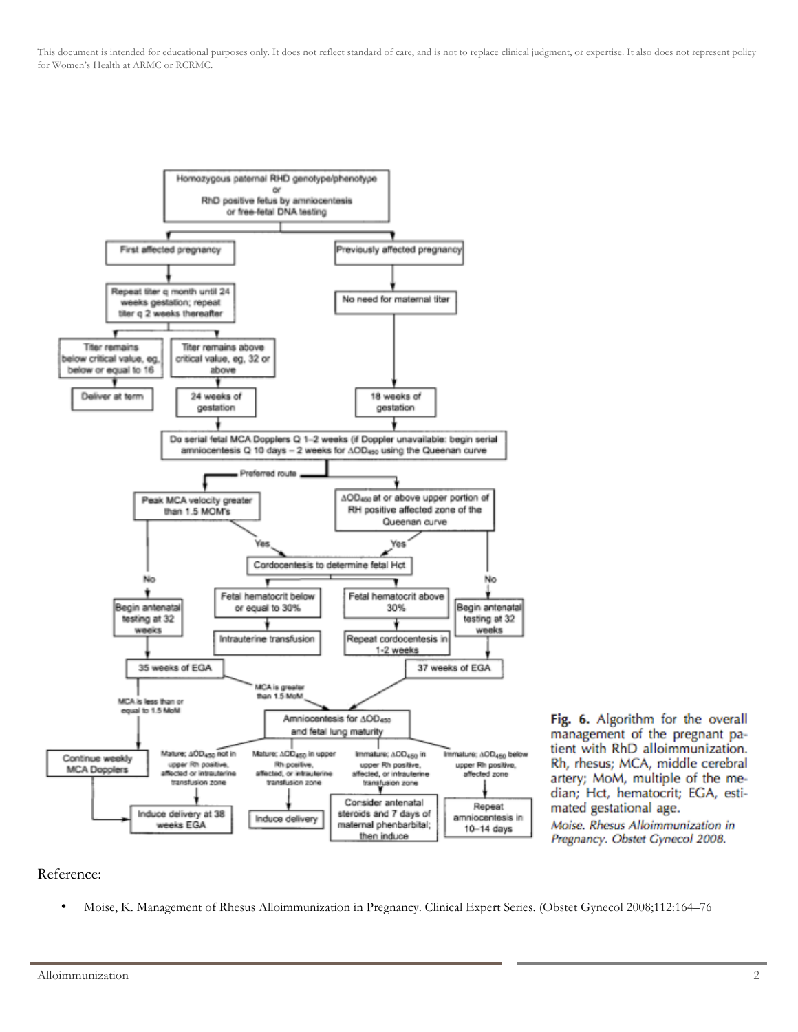Homozygous paternal RHD genotype/phenotype
or
RhD positive fetus by amniocentesis
or free-fetal DNA testing

- **First affected pregnancy**
  - Repeat titer q month until 24 weeks gestation; repeat titer q 2 weeks thereafter
    - Titer remains below critical value, eg, below or equal to 16 → Deliver at term
    - Titer remains above critical value, eg, 32 or above → 24 weeks of gestation
- **Previously affected pregnancy**
  - No need for maternal titer → 18 weeks of gestation

Do serial fetal MCA Dopplers Q 1–2 weeks (if Doppler unavailable: begin serial amniocentesis Q 10 days – 2 weeks for $\Delta OD_{450}$ using the Queenan curve

- Preferred route: **Peak MCA velocity greater than 1.5 MOM's**
  - Yes → Cordocentesis to determine fetal Hct
  - No → Begin antenatal testing at 32 weeks → 35 weeks of EGA
    - MCA is less than or equal to 1.5 MoM → Continue weekly MCA Dopplers → Induce delivery at 38 weeks EGA
    - MCA is greater than 1.5 MoM → Amniocentesis for $\Delta OD_{450}$ and fetal lung maturity
- **$\Delta OD_{450}$ at or above upper portion of RH positive affected zone of the Queenan curve**
  - Yes → Cordocentesis to determine fetal Hct
  - No → Begin antenatal testing at 32 weeks → 37 weeks of EGA → Amniocentesis for $\Delta OD_{450}$ and fetal lung maturity

Cordocentesis to determine fetal Hct
- Fetal hematocrit below or equal to 30% → Intrauterine transfusion
- Fetal hematocrit above 30% → Repeat cordocentesis in 1-2 weeks

Amniocentesis for $\Delta OD_{450}$ and fetal lung maturity
- Mature; $\Delta OD_{450}$ not in upper Rh positive, affected or intrauterine transfusion zone → Induce delivery at 38 weeks EGA
- Mature; $\Delta OD_{450}$ in upper Rh positive, affected, or intrauterine transfusion zone → Induce delivery
- Immature; $\Delta OD_{450}$ in upper Rh positive, affected, or intrauterine transfusion zone → Consider antenatal steroids and 7 days of maternal phenbarbital; then induce
- Immature; $\Delta OD_{450}$ below upper Rh positive, affected zone → Repeat amniocentesis in 10–14 days

**Fig. 6.** Algorithm for the overall management of the pregnant patient with RhD alloimmunization. Rh, rhesus; MCA, middle cerebral artery; MoM, multiple of the median; Hct, hematocrit; EGA, estimated gestational age.
*Moise. Rhesus Alloimmunization in Pregnancy. Obstet Gynecol 2008.*

Reference:

- Moise, K. Management of Rhesus Alloimmunization in Pregnancy. Clinical Expert Series. (Obstet Gynecol 2008;112:164–76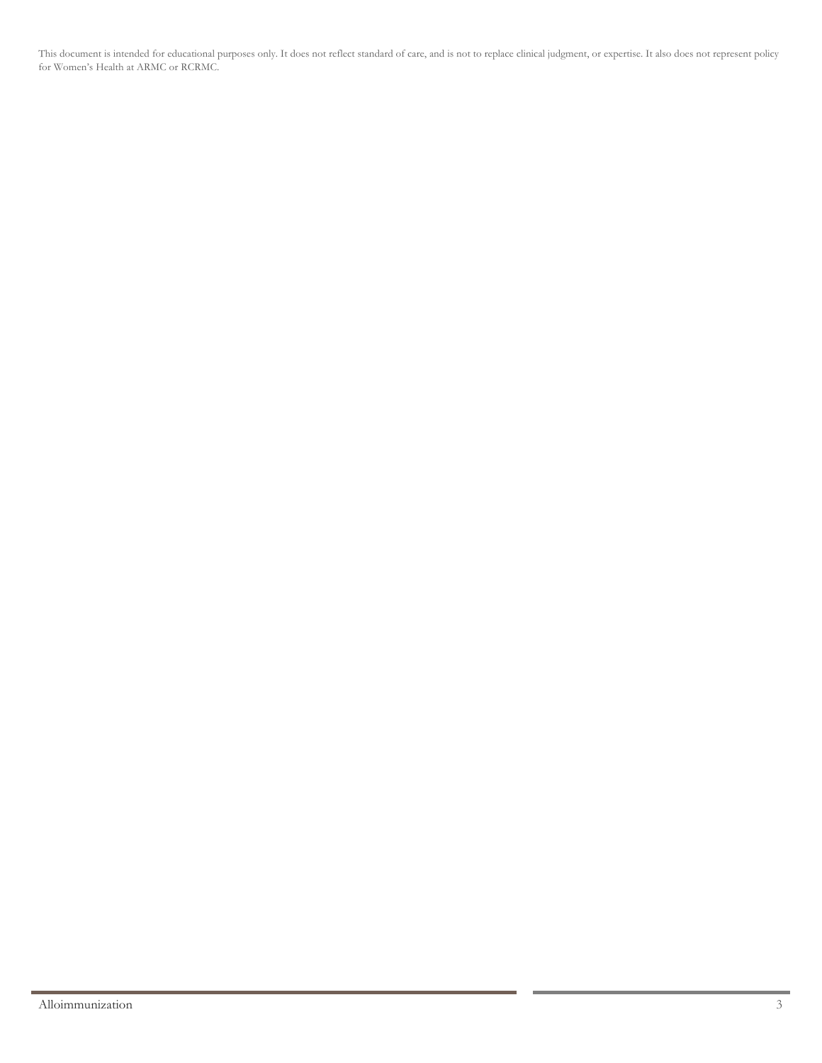This document is intended for educational purposes only. It does not reflect standard of care, and is not to replace clinical judgment, or expertise. It also does not represent policy for Women's Health at ARMC or RCRMC.